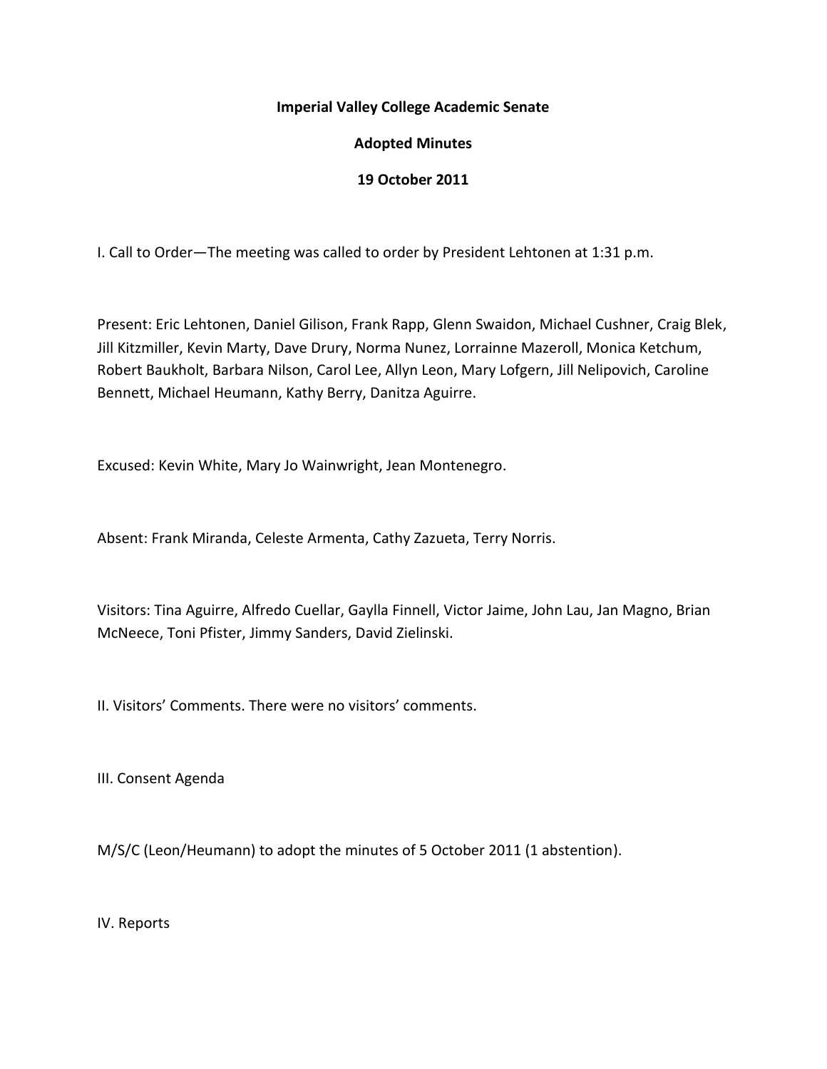**Imperial Valley College Academic Senate**

**Adopted Minutes**

**19 October 2011**

I. Call to Order—The meeting was called to order by President Lehtonen at 1:31 p.m.

Present: Eric Lehtonen, Daniel Gilison, Frank Rapp, Glenn Swaidon, Michael Cushner, Craig Blek, Jill Kitzmiller, Kevin Marty, Dave Drury, Norma Nunez, Lorrainne Mazeroll, Monica Ketchum, Robert Baukholt, Barbara Nilson, Carol Lee, Allyn Leon, Mary Lofgern, Jill Nelipovich, Caroline Bennett, Michael Heumann, Kathy Berry, Danitza Aguirre.

Excused: Kevin White, Mary Jo Wainwright, Jean Montenegro.

Absent: Frank Miranda, Celeste Armenta, Cathy Zazueta, Terry Norris.

Visitors: Tina Aguirre, Alfredo Cuellar, Gaylla Finnell, Victor Jaime, John Lau, Jan Magno, Brian McNeece, Toni Pfister, Jimmy Sanders, David Zielinski.

II. Visitors' Comments. There were no visitors' comments.

III. Consent Agenda

M/S/C (Leon/Heumann) to adopt the minutes of 5 October 2011 (1 abstention).

IV. Reports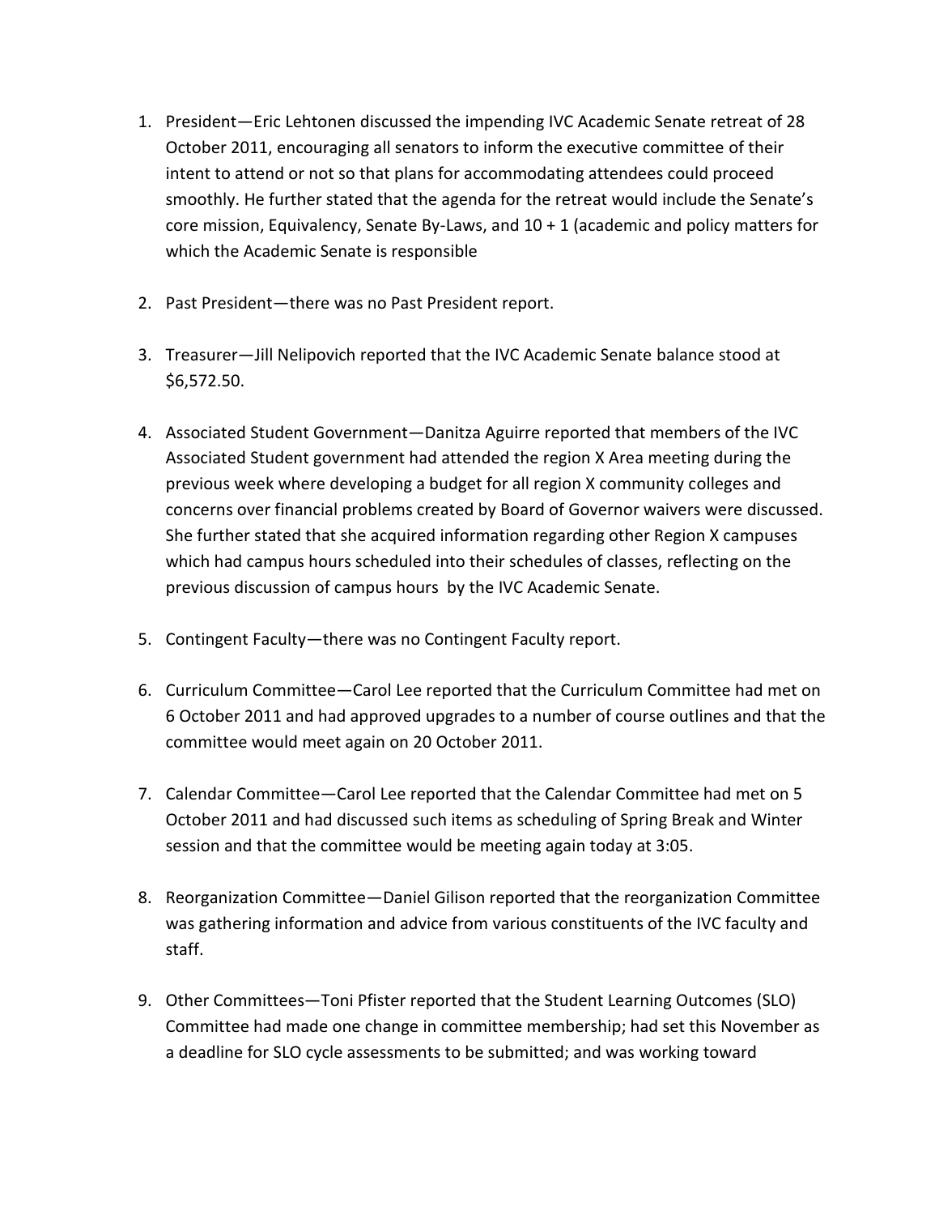1. President—Eric Lehtonen discussed the impending IVC Academic Senate retreat of 28 October 2011, encouraging all senators to inform the executive committee of their intent to attend or not so that plans for accommodating attendees could proceed smoothly. He further stated that the agenda for the retreat would include the Senate's core mission, Equivalency, Senate By-Laws, and 10 + 1 (academic and policy matters for which the Academic Senate is responsible

2. Past President—there was no Past President report.

3. Treasurer—Jill Nelipovich reported that the IVC Academic Senate balance stood at $6,572.50.

4. Associated Student Government—Danitza Aguirre reported that members of the IVC Associated Student government had attended the region X Area meeting during the previous week where developing a budget for all region X community colleges and concerns over financial problems created by Board of Governor waivers were discussed. She further stated that she acquired information regarding other Region X campuses which had campus hours scheduled into their schedules of classes, reflecting on the previous discussion of campus hours by the IVC Academic Senate.

5. Contingent Faculty—there was no Contingent Faculty report.

6. Curriculum Committee—Carol Lee reported that the Curriculum Committee had met on 6 October 2011 and had approved upgrades to a number of course outlines and that the committee would meet again on 20 October 2011.

7. Calendar Committee—Carol Lee reported that the Calendar Committee had met on 5 October 2011 and had discussed such items as scheduling of Spring Break and Winter session and that the committee would be meeting again today at 3:05.

8. Reorganization Committee—Daniel Gilison reported that the reorganization Committee was gathering information and advice from various constituents of the IVC faculty and staff.

9. Other Committees—Toni Pfister reported that the Student Learning Outcomes (SLO) Committee had made one change in committee membership; had set this November as a deadline for SLO cycle assessments to be submitted; and was working toward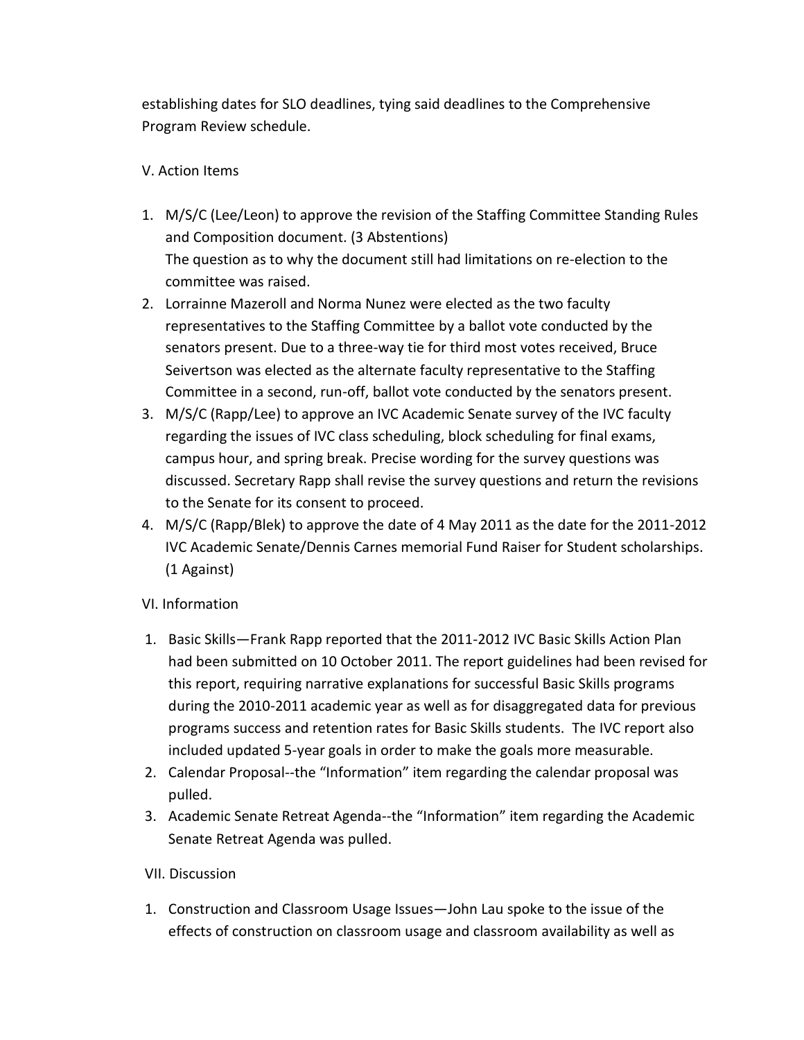establishing dates for SLO deadlines, tying said deadlines to the Comprehensive Program Review schedule.

V. Action Items

1. M/S/C (Lee/Leon) to approve the revision of the Staffing Committee Standing Rules and Composition document. (3 Abstentions)
   The question as to why the document still had limitations on re-election to the committee was raised.
2. Lorrainne Mazeroll and Norma Nunez were elected as the two faculty representatives to the Staffing Committee by a ballot vote conducted by the senators present. Due to a three-way tie for third most votes received, Bruce Seivertson was elected as the alternate faculty representative to the Staffing Committee in a second, run-off, ballot vote conducted by the senators present.
3. M/S/C (Rapp/Lee) to approve an IVC Academic Senate survey of the IVC faculty regarding the issues of IVC class scheduling, block scheduling for final exams, campus hour, and spring break. Precise wording for the survey questions was discussed. Secretary Rapp shall revise the survey questions and return the revisions to the Senate for its consent to proceed.
4. M/S/C (Rapp/Blek) to approve the date of 4 May 2011 as the date for the 2011-2012 IVC Academic Senate/Dennis Carnes memorial Fund Raiser for Student scholarships. (1 Against)

VI. Information

1. Basic Skills—Frank Rapp reported that the 2011-2012 IVC Basic Skills Action Plan had been submitted on 10 October 2011. The report guidelines had been revised for this report, requiring narrative explanations for successful Basic Skills programs during the 2010-2011 academic year as well as for disaggregated data for previous programs success and retention rates for Basic Skills students. The IVC report also included updated 5-year goals in order to make the goals more measurable.
2. Calendar Proposal--the “Information” item regarding the calendar proposal was pulled.
3. Academic Senate Retreat Agenda--the “Information” item regarding the Academic Senate Retreat Agenda was pulled.

VII. Discussion

1. Construction and Classroom Usage Issues—John Lau spoke to the issue of the effects of construction on classroom usage and classroom availability as well as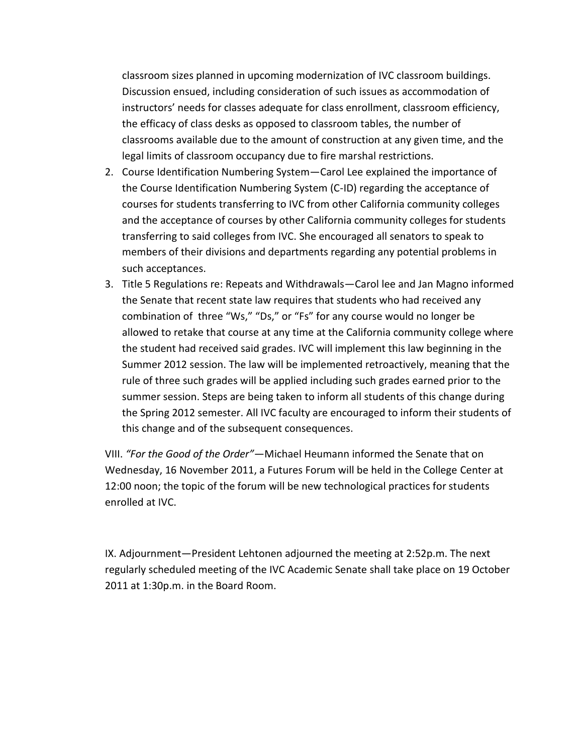classroom sizes planned in upcoming modernization of IVC classroom buildings. Discussion ensued, including consideration of such issues as accommodation of instructors' needs for classes adequate for class enrollment, classroom efficiency, the efficacy of class desks as opposed to classroom tables, the number of classrooms available due to the amount of construction at any given time, and the legal limits of classroom occupancy due to fire marshal restrictions.

2. Course Identification Numbering System—Carol Lee explained the importance of the Course Identification Numbering System (C-ID) regarding the acceptance of courses for students transferring to IVC from other California community colleges and the acceptance of courses by other California community colleges for students transferring to said colleges from IVC. She encouraged all senators to speak to members of their divisions and departments regarding any potential problems in such acceptances.
3. Title 5 Regulations re: Repeats and Withdrawals—Carol lee and Jan Magno informed the Senate that recent state law requires that students who had received any combination of three "Ws," "Ds," or "Fs" for any course would no longer be allowed to retake that course at any time at the California community college where the student had received said grades. IVC will implement this law beginning in the Summer 2012 session. The law will be implemented retroactively, meaning that the rule of three such grades will be applied including such grades earned prior to the summer session. Steps are being taken to inform all students of this change during the Spring 2012 semester. All IVC faculty are encouraged to inform their students of this change and of the subsequent consequences.

VIII. *"For the Good of the Order"*—Michael Heumann informed the Senate that on Wednesday, 16 November 2011, a Futures Forum will be held in the College Center at 12:00 noon; the topic of the forum will be new technological practices for students enrolled at IVC.

IX. Adjournment—President Lehtonen adjourned the meeting at 2:52p.m. The next regularly scheduled meeting of the IVC Academic Senate shall take place on 19 October 2011 at 1:30p.m. in the Board Room.